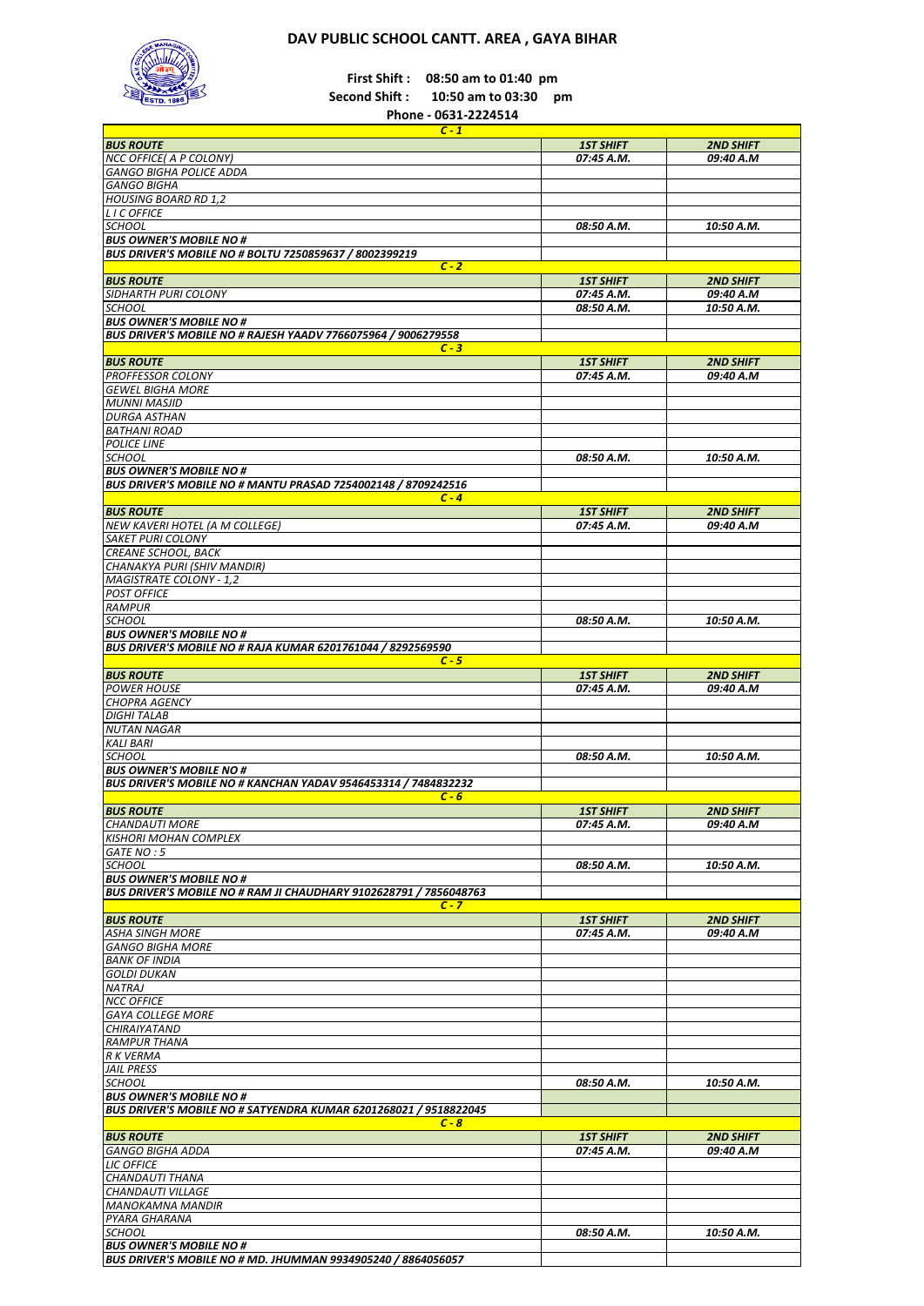# DAV PUBLIC SCHOOL CANTT. AREA , GAYA BIHAR

**First Shift : 08:50 am to 01:40 pm**

**Second Shift : 10:50 am to 03:30 pm**

**Phone - 0631-2224514**

| C - 1 | | |
|---|---|---|
| **BUS ROUTE** | **1ST SHIFT** | **2ND SHIFT** |
| NCC OFFICE( A P COLONY) | 07:45 A.M. | 09:40 A.M |
| GANGO BIGHA POLICE ADDA | | |
| GANGO BIGHA | | |
| HOUSING BOARD RD 1,2 | | |
| L I C OFFICE | | |
| SCHOOL | 08:50 A.M. | 10:50 A.M. |
| **BUS OWNER'S MOBILE NO #** | | |
| **BUS DRIVER'S MOBILE NO # BOLTU 7250859637 / 8002399219** | | |
| **C - 2** | | |
| **BUS ROUTE** | **1ST SHIFT** | **2ND SHIFT** |
| SIDHARTH PURI COLONY | 07:45 A.M. | 09:40 A.M |
| SCHOOL | 08:50 A.M. | 10:50 A.M. |
| **BUS OWNER'S MOBILE NO #** | | |
| **BUS DRIVER'S MOBILE NO # RAJESH YAADV 7766075964 / 9006279558** | | |
| **C - 3** | | |
| **BUS ROUTE** | **1ST SHIFT** | **2ND SHIFT** |
| PROFFESSOR COLONY | 07:45 A.M. | 09:40 A.M |
| GEWEL BIGHA MORE | | |
| MUNNI MASJID | | |
| DURGA ASTHAN | | |
| BATHANI ROAD | | |
| POLICE LINE | | |
| SCHOOL | 08:50 A.M. | 10:50 A.M. |
| **BUS OWNER'S MOBILE NO #** | | |
| **BUS DRIVER'S MOBILE NO # MANTU PRASAD 7254002148 / 8709242516** | | |
| **C - 4** | | |
| **BUS ROUTE** | **1ST SHIFT** | **2ND SHIFT** |
| NEW KAVERI HOTEL (A M COLLEGE) | 07:45 A.M. | 09:40 A.M |
| SAKET PURI COLONY | | |
| CREANE SCHOOL, BACK | | |
| CHANAKYA PURI (SHIV MANDIR) | | |
| MAGISTRATE COLONY - 1,2 | | |
| POST OFFICE | | |
| RAMPUR | | |
| SCHOOL | 08:50 A.M. | 10:50 A.M. |
| **BUS OWNER'S MOBILE NO #** | | |
| **BUS DRIVER'S MOBILE NO # RAJA KUMAR 6201761044 / 8292569590** | | |
| **C - 5** | | |
| **BUS ROUTE** | **1ST SHIFT** | **2ND SHIFT** |
| POWER HOUSE | 07:45 A.M. | 09:40 A.M |
| CHOPRA AGENCY | | |
| DIGHI TALAB | | |
| NUTAN NAGAR | | |
| KALI BARI | | |
| SCHOOL | 08:50 A.M. | 10:50 A.M. |
| **BUS OWNER'S MOBILE NO #** | | |
| **BUS DRIVER'S MOBILE NO # KANCHAN YADAV 9546453314 / 7484832232** | | |
| **C - 6** | | |
| **BUS ROUTE** | **1ST SHIFT** | **2ND SHIFT** |
| CHANDAUTI MORE | 07:45 A.M. | 09:40 A.M |
| KISHORI MOHAN COMPLEX | | |
| GATE NO : 5 | | |
| SCHOOL | 08:50 A.M. | 10:50 A.M. |
| **BUS OWNER'S MOBILE NO #** | | |
| **BUS DRIVER'S MOBILE NO # RAM JI CHAUDHARY 9102628791 / 7856048763** | | |
| **C - 7** | | |
| **BUS ROUTE** | **1ST SHIFT** | **2ND SHIFT** |
| ASHA SINGH MORE | 07:45 A.M. | 09:40 A.M |
| GANGO BIGHA MORE | | |
| BANK OF INDIA | | |
| GOLDI DUKAN | | |
| NATRAJ | | |
| NCC OFFICE | | |
| GAYA COLLEGE MORE | | |
| CHIRAIYATAND | | |
| RAMPUR THANA | | |
| R K VERMA | | |
| JAIL PRESS | | |
| SCHOOL | 08:50 A.M. | 10:50 A.M. |
| **BUS OWNER'S MOBILE NO #** | | |
| **BUS DRIVER'S MOBILE NO # SATYENDRA KUMAR 6201268021 / 9518822045** | | |
| **C - 8** | | |
| **BUS ROUTE** | **1ST SHIFT** | **2ND SHIFT** |
| GANGO BIGHA ADDA | 07:45 A.M. | 09:40 A.M |
| LIC OFFICE | | |
| CHANDAUTI THANA | | |
| CHANDAUTI VILLAGE | | |
| MANOKAMNA MANDIR | | |
| PYARA GHARANA | | |
| SCHOOL | 08:50 A.M. | 10:50 A.M. |
| **BUS OWNER'S MOBILE NO #** | | |
| **BUS DRIVER'S MOBILE NO # MD. JHUMMAN 9934905240 / 8864056057** | | |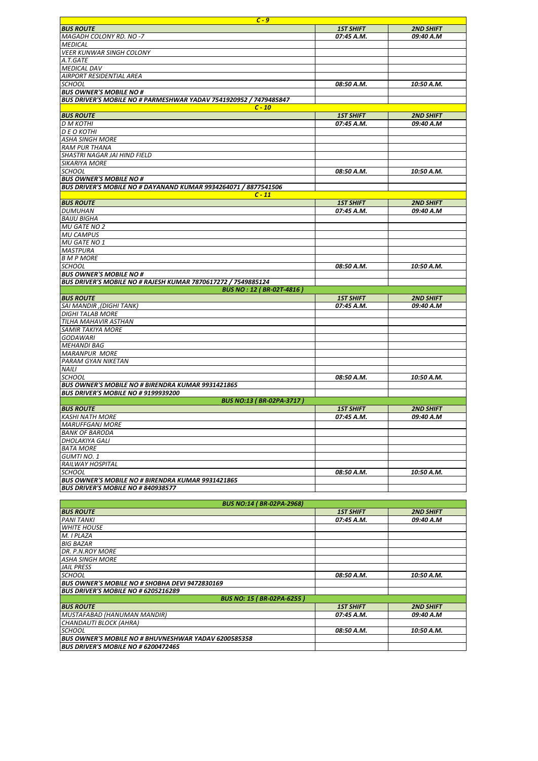| C - 9 | | |
|---|---|---|
| **BUS ROUTE** | **1ST SHIFT** | **2ND SHIFT** |
| MAGADH COLONY RD. NO -7 | 07:45 A.M. | 09:40 A.M |
| MEDICAL | | |
| VEER KUNWAR SINGH COLONY | | |
| A.T.GATE | | |
| MEDICAL DAV | | |
| AIRPORT RESIDENTIAL AREA | | |
| SCHOOL | 08:50 A.M. | 10:50 A.M. |
| **BUS OWNER'S MOBILE NO #** | | |
| **BUS DRIVER'S MOBILE NO # PARMESHWAR YADAV 7541920952 / 7479485847** | | |

| C - 10 | | |
|---|---|---|
| **BUS ROUTE** | **1ST SHIFT** | **2ND SHIFT** |
| D M KOTHI | 07:45 A.M. | 09:40 A.M |
| D E O KOTHI | | |
| ASHA SINGH MORE | | |
| RAM PUR THANA | | |
| SHASTRI NAGAR JAI HIND FIELD | | |
| SIKARIYA MORE | | |
| SCHOOL | 08:50 A.M. | 10:50 A.M. |
| **BUS OWNER'S MOBILE NO #** | | |
| **BUS DRIVER'S MOBILE NO # DAYANAND KUMAR 9934264071 / 8877541506** | | |

| C - 11 | | |
|---|---|---|
| **BUS ROUTE** | **1ST SHIFT** | **2ND SHIFT** |
| DUMUHAN | 07:45 A.M. | 09:40 A.M |
| BAIJU BIGHA | | |
| MU GATE NO 2 | | |
| MU CAMPUS | | |
| MU GATE NO 1 | | |
| MASTPURA | | |
| B M P MORE | | |
| SCHOOL | 08:50 A.M. | 10:50 A.M. |
| **BUS OWNER'S MOBILE NO #** | | |
| **BUS DRIVER'S MOBILE NO # RAJESH KUMAR 7870617272 / 7549885124** | | |

| BUS NO : 12 ( BR-02T-4816 ) | | |
|---|---|---|
| **BUS ROUTE** | **1ST SHIFT** | **2ND SHIFT** |
| SAI MANDIR ,(DIGHI TANK) | 07:45 A.M. | 09:40 A.M |
| DIGHI TALAB MORE | | |
| TILHA MAHAVIR ASTHAN | | |
| SAMIR TAKIYA MORE | | |
| GODAWARI | | |
| MEHANDI BAG | | |
| MARANPUR MORE | | |
| PARAM GYAN NIKETAN | | |
| NAILI | | |
| SCHOOL | 08:50 A.M. | 10:50 A.M. |
| **BUS OWNER'S MOBILE NO # BIRENDRA KUMAR 9931421865** | | |
| **BUS DRIVER'S MOBILE NO # 9199939200** | | |

| BUS NO:13 ( BR-02PA-3717 ) | | |
|---|---|---|
| **BUS ROUTE** | **1ST SHIFT** | **2ND SHIFT** |
| KASHI NATH MORE | 07:45 A.M. | 09:40 A.M |
| MARUFFGANJ MORE | | |
| BANK OF BARODA | | |
| DHOLAKIYA GALI | | |
| BATA MORE | | |
| GUMTI NO. 1 | | |
| RAILWAY HOSPITAL | | |
| SCHOOL | 08:50 A.M. | 10:50 A.M. |
| **BUS OWNER'S MOBILE NO # BIRENDRA KUMAR 9931421865** | | |
| **BUS DRIVER'S MOBILE NO # 840938577** | | |

| BUS NO:14 ( BR-02PA-2968) | | |
|---|---|---|
| **BUS ROUTE** | **1ST SHIFT** | **2ND SHIFT** |
| PANI TANKI | 07:45 A.M. | 09:40 A.M |
| WHITE HOUSE | | |
| M. I PLAZA | | |
| BIG BAZAR | | |
| DR. P.N.ROY MORE | | |
| ASHA SINGH MORE | | |
| JAIL PRESS | | |
| SCHOOL | 08:50 A.M. | 10:50 A.M. |
| **BUS OWNER'S MOBILE NO # SHOBHA DEVI 9472830169** | | |
| **BUS DRIVER'S MOBILE NO # 6205216289** | | |

| BUS NO: 15 ( BR-02PA-6255 ) | | |
|---|---|---|
| **BUS ROUTE** | **1ST SHIFT** | **2ND SHIFT** |
| MUSTAFABAD (HANUMAN MANDIR) | 07:45 A.M. | 09:40 A.M |
| CHANDAUTI BLOCK (AHRA) | | |
| SCHOOL | 08:50 A.M. | 10:50 A.M. |
| **BUS OWNER'S MOBILE NO # BHUVNESHWAR YADAV 6200585358** | | |
| **BUS DRIVER'S MOBILE NO # 6200472465** | | |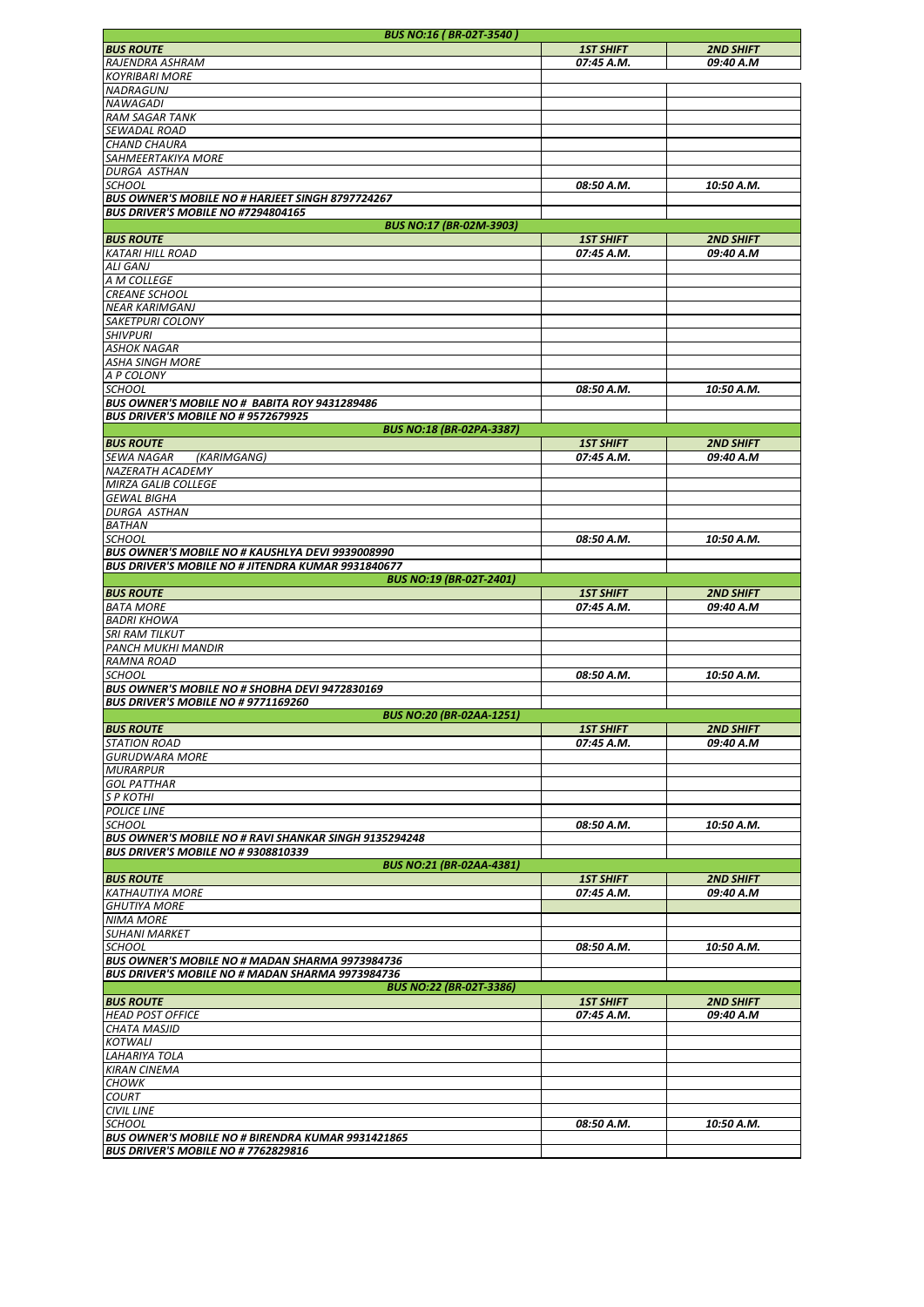| BUS NO:16 ( BR-02T-3540 ) | | |
|---|---|---|
| **BUS ROUTE** | **1ST SHIFT** | **2ND SHIFT** |
| RAJENDRA ASHRAM | 07:45 A.M. | 09:40 A.M |
| KOYRIBARI MORE | | |
| NADRAGUNJ | | |
| NAWAGADI | | |
| RAM SAGAR TANK | | |
| SEWADAL ROAD | | |
| CHAND CHAURA | | |
| SAHMEERTAKIYA MORE | | |
| DURGA ASTHAN | | |
| SCHOOL | 08:50 A.M. | 10:50 A.M. |
| BUS OWNER'S MOBILE NO # HARJEET SINGH 8797724267 | | |
| BUS DRIVER'S MOBILE NO #7294804165 | | |

| BUS NO:17 (BR-02M-3903) | | |
|---|---|---|
| **BUS ROUTE** | **1ST SHIFT** | **2ND SHIFT** |
| KATARI HILL ROAD | 07:45 A.M. | 09:40 A.M |
| ALI GANJ | | |
| A M COLLEGE | | |
| CREANE SCHOOL | | |
| NEAR KARIMGANJ | | |
| SAKETPURI COLONY | | |
| SHIVPURI | | |
| ASHOK NAGAR | | |
| ASHA SINGH MORE | | |
| A P COLONY | | |
| SCHOOL | 08:50 A.M. | 10:50 A.M. |
| BUS OWNER'S MOBILE NO # BABITA ROY 9431289486 | | |
| BUS DRIVER'S MOBILE NO # 9572679925 | | |

| BUS NO:18 (BR-02PA-3387) | | |
|---|---|---|
| **BUS ROUTE** | **1ST SHIFT** | **2ND SHIFT** |
| SEWA NAGAR (KARIMGANG) | 07:45 A.M. | 09:40 A.M |
| NAZERATH ACADEMY | | |
| MIRZA GALIB COLLEGE | | |
| GEWAL BIGHA | | |
| DURGA ASTHAN | | |
| BATHAN | | |
| SCHOOL | 08:50 A.M. | 10:50 A.M. |
| BUS OWNER'S MOBILE NO # KAUSHLYA DEVI 9939008990 | | |
| BUS DRIVER'S MOBILE NO # JITENDRA KUMAR 9931840677 | | |

| BUS NO:19 (BR-02T-2401) | | |
|---|---|---|
| **BUS ROUTE** | **1ST SHIFT** | **2ND SHIFT** |
| BATA MORE | 07:45 A.M. | 09:40 A.M |
| BADRI KHOWA | | |
| SRI RAM TILKUT | | |
| PANCH MUKHI MANDIR | | |
| RAMNA ROAD | | |
| SCHOOL | 08:50 A.M. | 10:50 A.M. |
| BUS OWNER'S MOBILE NO # SHOBHA DEVI 9472830169 | | |
| BUS DRIVER'S MOBILE NO # 9771169260 | | |

| BUS NO:20 (BR-02AA-1251) | | |
|---|---|---|
| **BUS ROUTE** | **1ST SHIFT** | **2ND SHIFT** |
| STATION ROAD | 07:45 A.M. | 09:40 A.M |
| GURUDWARA MORE | | |
| MURARPUR | | |
| GOL PATTHAR | | |
| S P KOTHI | | |
| POLICE LINE | | |
| SCHOOL | 08:50 A.M. | 10:50 A.M. |
| BUS OWNER'S MOBILE NO # RAVI SHANKAR SINGH 9135294248 | | |
| BUS DRIVER'S MOBILE NO # 9308810339 | | |

| BUS NO:21 (BR-02AA-4381) | | |
|---|---|---|
| **BUS ROUTE** | **1ST SHIFT** | **2ND SHIFT** |
| KATHAUTIYA MORE | 07:45 A.M. | 09:40 A.M |
| GHUTIYA MORE | | |
| NIMA MORE | | |
| SUHANI MARKET | | |
| SCHOOL | 08:50 A.M. | 10:50 A.M. |
| BUS OWNER'S MOBILE NO # MADAN SHARMA 9973984736 | | |
| BUS DRIVER'S MOBILE NO # MADAN SHARMA 9973984736 | | |

| BUS NO:22 (BR-02T-3386) | | |
|---|---|---|
| **BUS ROUTE** | **1ST SHIFT** | **2ND SHIFT** |
| HEAD POST OFFICE | 07:45 A.M. | 09:40 A.M |
| CHATA MASJID | | |
| KOTWALI | | |
| LAHARIYA TOLA | | |
| KIRAN CINEMA | | |
| CHOWK | | |
| COURT | | |
| CIVIL LINE | | |
| SCHOOL | 08:50 A.M. | 10:50 A.M. |
| BUS OWNER'S MOBILE NO # BIRENDRA KUMAR 9931421865 | | |
| BUS DRIVER'S MOBILE NO # 7762829816 | | |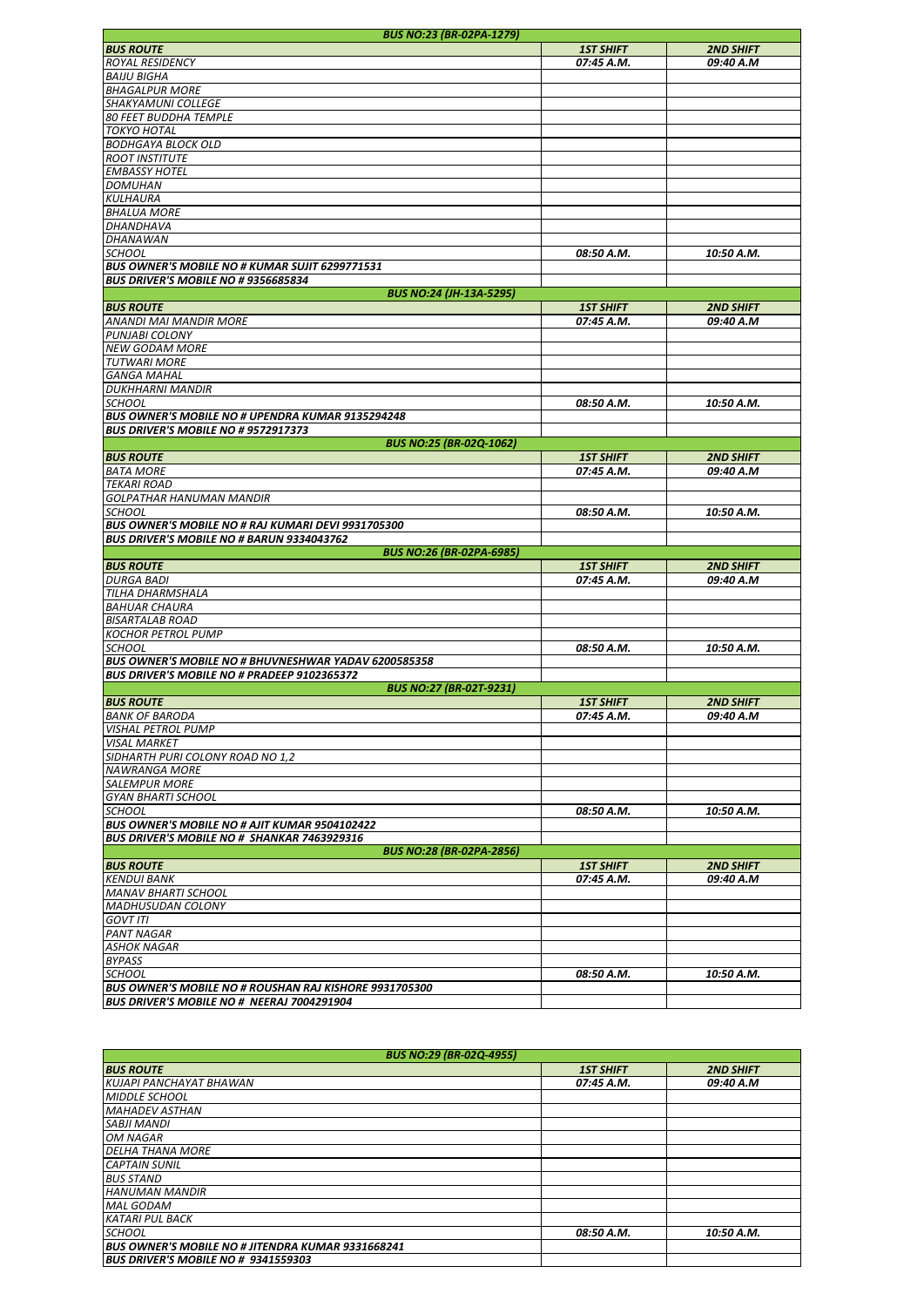| BUS NO:23 (BR-02PA-1279) | | |
|---|---|---|
| **BUS ROUTE** | **1ST SHIFT** | **2ND SHIFT** |
| ROYAL RESIDENCY | 07:45 A.M. | 09:40 A.M |
| BAIJU BIGHA | | |
| BHAGALPUR MORE | | |
| SHAKYAMUNI COLLEGE | | |
| 80 FEET BUDDHA TEMPLE | | |
| TOKYO HOTAL | | |
| BODHGAYA BLOCK OLD | | |
| ROOT INSTITUTE | | |
| EMBASSY HOTEL | | |
| DOMUHAN | | |
| KULHAURA | | |
| BHALUA MORE | | |
| DHANDHAVA | | |
| DHANAWAN | | |
| SCHOOL | 08:50 A.M. | 10:50 A.M. |
| **BUS OWNER'S MOBILE NO # KUMAR SUJIT 6299771531** | | |
| **BUS DRIVER'S MOBILE NO # 9356685834** | | |

| BUS NO:24 (JH-13A-5295) | | |
|---|---|---|
| **BUS ROUTE** | **1ST SHIFT** | **2ND SHIFT** |
| ANANDI MAI MANDIR MORE | 07:45 A.M. | 09:40 A.M |
| PUNJABI COLONY | | |
| NEW GODAM MORE | | |
| TUTWARI MORE | | |
| GANGA MAHAL | | |
| DUKHHARNI MANDIR | | |
| SCHOOL | 08:50 A.M. | 10:50 A.M. |
| **BUS OWNER'S MOBILE NO # UPENDRA KUMAR 9135294248** | | |
| **BUS DRIVER'S MOBILE NO # 9572917373** | | |

| BUS NO:25 (BR-02Q-1062) | | |
|---|---|---|
| **BUS ROUTE** | **1ST SHIFT** | **2ND SHIFT** |
| BATA MORE | 07:45 A.M. | 09:40 A.M |
| TEKARI ROAD | | |
| GOLPATHAR HANUMAN MANDIR | | |
| SCHOOL | 08:50 A.M. | 10:50 A.M. |
| **BUS OWNER'S MOBILE NO # RAJ KUMARI DEVI 9931705300** | | |
| **BUS DRIVER'S MOBILE NO # BARUN 9334043762** | | |

| BUS NO:26 (BR-02PA-6985) | | |
|---|---|---|
| **BUS ROUTE** | **1ST SHIFT** | **2ND SHIFT** |
| DURGA BADI | 07:45 A.M. | 09:40 A.M |
| TILHA DHARMSHALA | | |
| BAHUAR CHAURA | | |
| BISARTALAB ROAD | | |
| KOCHOR PETROL PUMP | | |
| SCHOOL | 08:50 A.M. | 10:50 A.M. |
| **BUS OWNER'S MOBILE NO # BHUVNESHWAR YADAV 6200585358** | | |
| **BUS DRIVER'S MOBILE NO # PRADEEP 9102365372** | | |

| BUS NO:27 (BR-02T-9231) | | |
|---|---|---|
| **BUS ROUTE** | **1ST SHIFT** | **2ND SHIFT** |
| BANK OF BARODA | 07:45 A.M. | 09:40 A.M |
| VISHAL PETROL PUMP | | |
| VISAL MARKET | | |
| SIDHARTH PURI COLONY ROAD NO 1,2 | | |
| NAWRANGA MORE | | |
| SALEMPUR MORE | | |
| GYAN BHARTI SCHOOL | | |
| SCHOOL | 08:50 A.M. | 10:50 A.M. |
| **BUS OWNER'S MOBILE NO # AJIT KUMAR 9504102422** | | |
| **BUS DRIVER'S MOBILE NO # SHANKAR 7463929316** | | |

| BUS NO:28 (BR-02PA-2856) | | |
|---|---|---|
| **BUS ROUTE** | **1ST SHIFT** | **2ND SHIFT** |
| KENDUI BANK | 07:45 A.M. | 09:40 A.M |
| MANAV BHARTI SCHOOL | | |
| MADHUSUDAN COLONY | | |
| GOVT ITI | | |
| PANT NAGAR | | |
| ASHOK NAGAR | | |
| BYPASS | | |
| SCHOOL | 08:50 A.M. | 10:50 A.M. |
| **BUS OWNER'S MOBILE NO # ROUSHAN RAJ KISHORE 9931705300** | | |
| **BUS DRIVER'S MOBILE NO # NEERAJ 7004291904** | | |

| BUS NO:29 (BR-02Q-4955) | | |
|---|---|---|
| **BUS ROUTE** | **1ST SHIFT** | **2ND SHIFT** |
| KUJAPI PANCHAYAT BHAWAN | 07:45 A.M. | 09:40 A.M |
| MIDDLE SCHOOL | | |
| MAHADEV ASTHAN | | |
| SABJI MANDI | | |
| OM NAGAR | | |
| DELHA THANA MORE | | |
| CAPTAIN SUNIL | | |
| BUS STAND | | |
| HANUMAN MANDIR | | |
| MAL GODAM | | |
| KATARI PUL BACK | | |
| SCHOOL | 08:50 A.M. | 10:50 A.M. |
| **BUS OWNER'S MOBILE NO # JITENDRA KUMAR 9331668241** | | |
| **BUS DRIVER'S MOBILE NO # 9341559303** | | |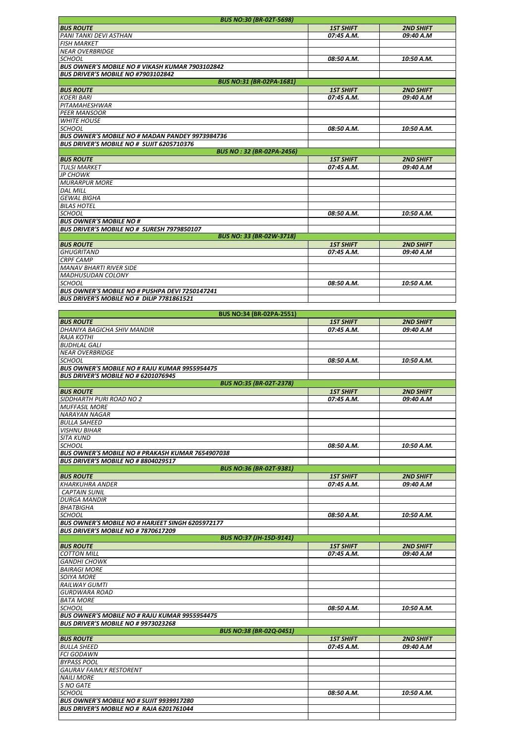| BUS NO:30 (BR-02T-5698) | | |
|---|---|---|
| ***BUS ROUTE*** | ***1ST SHIFT*** | ***2ND SHIFT*** |
| *PANI TANKI DEVI ASTHAN* | *07:45 A.M.* | *09:40 A.M* |
| *FISH MARKET* | | |
| *NEAR OVERBRIDGE* | | |
| *SCHOOL* | *08:50 A.M.* | *10:50 A.M.* |
| ***BUS OWNER'S MOBILE NO # VIKASH KUMAR 7903102842*** | | |
| ***BUS DRIVER'S MOBILE NO #7903102842*** | | |
| ***BUS NO:31 (BR-02PA-1681)*** | | |
| ***BUS ROUTE*** | ***1ST SHIFT*** | ***2ND SHIFT*** |
| *KOERI BARI* | *07:45 A.M.* | *09:40 A.M* |
| *PITAMAHESHWAR* | | |
| *PEER MANSOOR* | | |
| *WHITE HOUSE* | | |
| *SCHOOL* | *08:50 A.M.* | *10:50 A.M.* |
| ***BUS OWNER'S MOBILE NO # MADAN PANDEY 9973984736*** | | |
| ***BUS DRIVER'S MOBILE NO # SUJIT 6205710376*** | | |
| ***BUS NO : 32 (BR-02PA-2456)*** | | |
| ***BUS ROUTE*** | ***1ST SHIFT*** | ***2ND SHIFT*** |
| *TULSI MARKET* | *07:45 A.M.* | *09:40 A.M* |
| *JP CHOWK* | | |
| *MURARPUR MORE* | | |
| *DAL MILL* | | |
| *GEWAL BIGHA* | | |
| *BILAS HOTEL* | | |
| *SCHOOL* | *08:50 A.M.* | *10:50 A.M.* |
| ***BUS OWNER'S MOBILE NO #*** | | |
| ***BUS DRIVER'S MOBILE NO # SURESH 7979850107*** | | |
| ***BUS NO: 33 (BR-02W-3718)*** | | |
| ***BUS ROUTE*** | ***1ST SHIFT*** | ***2ND SHIFT*** |
| *GHUGRITAND* | *07:45 A.M.* | *09:40 A.M* |
| *CRPF CAMP* | | |
| *MANAV BHARTI RIVER SIDE* | | |
| *MADHUSUDAN COLONY* | | |
| *SCHOOL* | *08:50 A.M.* | *10:50 A.M.* |
| ***BUS OWNER'S MOBILE NO # PUSHPA DEVI 7250147241*** | | |
| ***BUS DRIVER'S MOBILE NO # DILIP 7781861521*** | | |

| BUS NO:34 (BR-02PA-2551) | | |
|---|---|---|
| ***BUS ROUTE*** | ***1ST SHIFT*** | ***2ND SHIFT*** |
| *DHANIYA BAGICHA SHIV MANDIR* | *07:45 A.M.* | *09:40 A.M* |
| *RAJA KOTHI* | | |
| *BUDHLAL GALI* | | |
| *NEAR OVERBRIDGE* | | |
| *SCHOOL* | *08:50 A.M.* | *10:50 A.M.* |
| ***BUS OWNER'S MOBILE NO # RAJU KUMAR 9955954475*** | | |
| ***BUS DRIVER'S MOBILE NO # 6201076945*** | | |
| ***BUS NO:35 (BR-02T-2378)*** | | |
| ***BUS ROUTE*** | ***1ST SHIFT*** | ***2ND SHIFT*** |
| *SIDDHARTH PURI ROAD NO 2* | *07:45 A.M.* | *09:40 A.M* |
| *MUFFASIL MORE* | | |
| *NARAYAN NAGAR* | | |
| *BULLA SAHEED* | | |
| *VISHNU BIHAR* | | |
| *SITA KUND* | | |
| *SCHOOL* | *08:50 A.M.* | *10:50 A.M.* |
| ***BUS OWNER'S MOBILE NO # PRAKASH KUMAR 7654907038*** | | |
| ***BUS DRIVER'S MOBILE NO # 8804029517*** | | |
| ***BUS NO:36 (BR-02T-9381)*** | | |
| ***BUS ROUTE*** | ***1ST SHIFT*** | ***2ND SHIFT*** |
| *KHARKUHRA ANDER* | *07:45 A.M.* | *09:40 A.M* |
| *CAPTAIN SUNIL* | | |
| *DURGA MANDIR* | | |
| *BHATBIGHA* | | |
| *SCHOOL* | *08:50 A.M.* | *10:50 A.M.* |
| ***BUS OWNER'S MOBILE NO # HARJEET SINGH 6205972177*** | | |
| ***BUS DRIVER'S MOBILE NO # 7870617209*** | | |
| ***BUS NO:37 (JH-15D-9141)*** | | |
| ***BUS ROUTE*** | ***1ST SHIFT*** | ***2ND SHIFT*** |
| *COTTON MILL* | *07:45 A.M.* | *09:40 A.M* |
| *GANDHI CHOWK* | | |
| *BAIRAGI MORE* | | |
| *SOIYA MORE* | | |
| *RAILWAY GUMTI* | | |
| *GURDWARA ROAD* | | |
| *BATA MORE* | | |
| *SCHOOL* | *08:50 A.M.* | *10:50 A.M.* |
| ***BUS OWNER'S MOBILE NO # RAJU KUMAR 9955954475*** | | |
| ***BUS DRIVER'S MOBILE NO # 9973023268*** | | |
| ***BUS NO:38 (BR-02Q-0451)*** | | |
| ***BUS ROUTE*** | ***1ST SHIFT*** | ***2ND SHIFT*** |
| *BULLA SHEED* | *07:45 A.M.* | *09:40 A.M* |
| *FCI GODAWN* | | |
| *BYPASS POOL* | | |
| *GAURAV FAIMLY RESTORENT* | | |
| *NAILI MORE* | | |
| *5 NO GATE* | | |
| *SCHOOL* | *08:50 A.M.* | *10:50 A.M.* |
| ***BUS OWNER'S MOBILE NO # SUJIT 9939917280*** | | |
| ***BUS DRIVER'S MOBILE NO # RAJA 6201761044*** | | |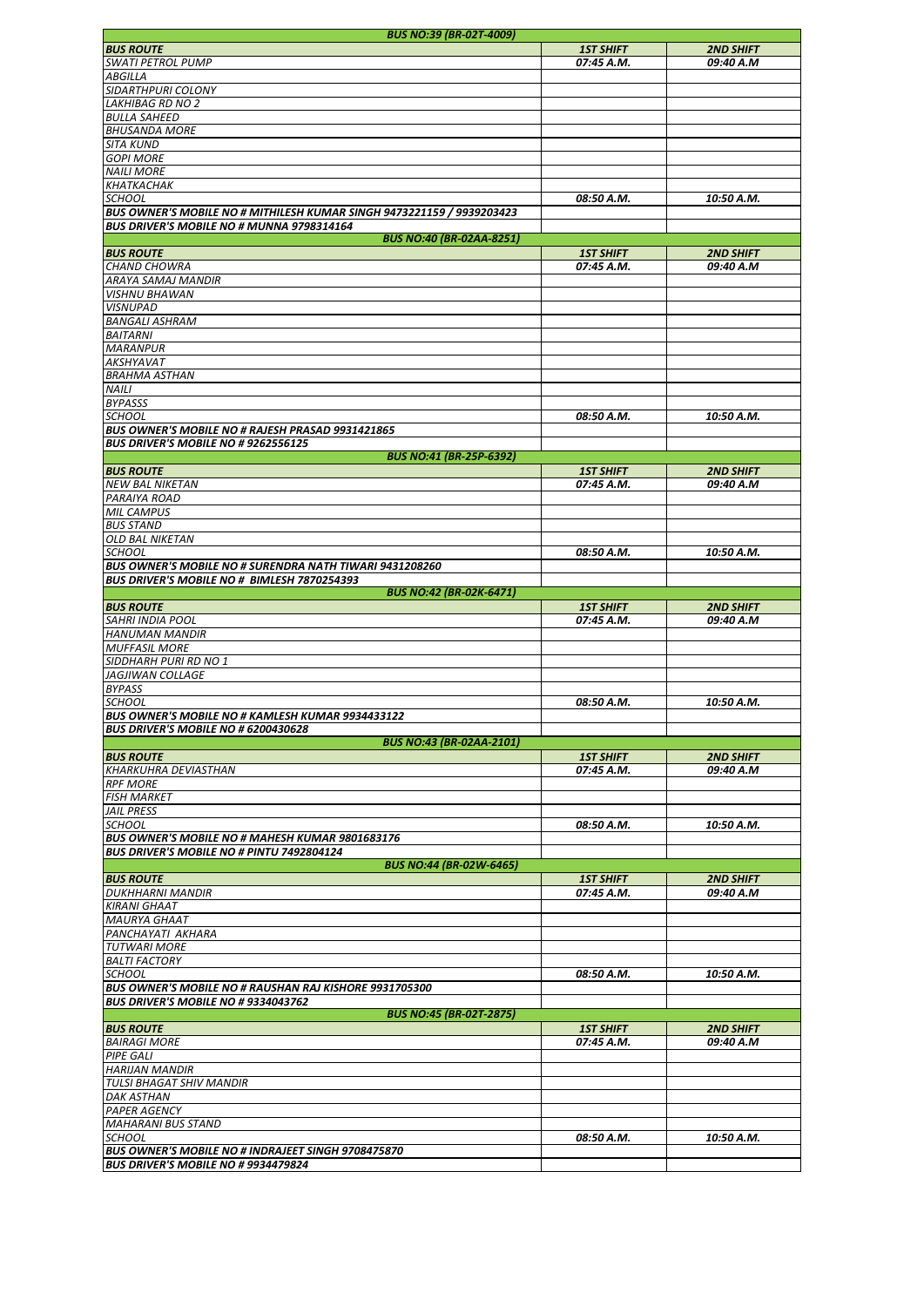| BUS NO:39 (BR-02T-4009) | | |
|---|---|---|
| **BUS ROUTE** | **1ST SHIFT** | **2ND SHIFT** |
| SWATI PETROL PUMP | 07:45 A.M. | 09:40 A.M |
| ABGILLA | | |
| SIDARTHPURI COLONY | | |
| LAKHIBAG RD NO 2 | | |
| BULLA SAHEED | | |
| BHUSANDA MORE | | |
| SITA KUND | | |
| GOPI MORE | | |
| NAILI MORE | | |
| KHATKACHAK | | |
| SCHOOL | 08:50 A.M. | 10:50 A.M. |
| **BUS OWNER'S MOBILE NO # MITHILESH KUMAR SINGH 9473221159 / 9939203423** | | |
| **BUS DRIVER'S MOBILE NO # MUNNA 9798314164** | | |

| BUS NO:40 (BR-02AA-8251) | | |
|---|---|---|
| **BUS ROUTE** | **1ST SHIFT** | **2ND SHIFT** |
| CHAND CHOWRA | 07:45 A.M. | 09:40 A.M |
| ARAYA SAMAJ MANDIR | | |
| VISHNU BHAWAN | | |
| VISNUPAD | | |
| BANGALI ASHRAM | | |
| BAITARNI | | |
| MARANPUR | | |
| AKSHYAVAT | | |
| BRAHMA ASTHAN | | |
| NAILI | | |
| BYPASSS | | |
| SCHOOL | 08:50 A.M. | 10:50 A.M. |
| **BUS OWNER'S MOBILE NO # RAJESH PRASAD 9931421865** | | |
| **BUS DRIVER'S MOBILE NO # 9262556125** | | |

| BUS NO:41 (BR-25P-6392) | | |
|---|---|---|
| **BUS ROUTE** | **1ST SHIFT** | **2ND SHIFT** |
| NEW BAL NIKETAN | 07:45 A.M. | 09:40 A.M |
| PARAIYA ROAD | | |
| MIL CAMPUS | | |
| BUS STAND | | |
| OLD BAL NIKETAN | | |
| SCHOOL | 08:50 A.M. | 10:50 A.M. |
| **BUS OWNER'S MOBILE NO # SURENDRA NATH TIWARI 9431208260** | | |
| **BUS DRIVER'S MOBILE NO # BIMLESH 7870254393** | | |

| BUS NO:42 (BR-02K-6471) | | |
|---|---|---|
| **BUS ROUTE** | **1ST SHIFT** | **2ND SHIFT** |
| SAHRI INDIA POOL | 07:45 A.M. | 09:40 A.M |
| HANUMAN MANDIR | | |
| MUFFASIL MORE | | |
| SIDDHARH PURI RD NO 1 | | |
| JAGJIWAN COLLAGE | | |
| BYPASS | | |
| SCHOOL | 08:50 A.M. | 10:50 A.M. |
| **BUS OWNER'S MOBILE NO # KAMLESH KUMAR 9934433122** | | |
| **BUS DRIVER'S MOBILE NO # 6200430628** | | |

| BUS NO:43 (BR-02AA-2101) | | |
|---|---|---|
| **BUS ROUTE** | **1ST SHIFT** | **2ND SHIFT** |
| KHARKUHRA DEVIASTHAN | 07:45 A.M. | 09:40 A.M |
| RPF MORE | | |
| FISH MARKET | | |
| JAIL PRESS | | |
| SCHOOL | 08:50 A.M. | 10:50 A.M. |
| **BUS OWNER'S MOBILE NO # MAHESH KUMAR 9801683176** | | |
| **BUS DRIVER'S MOBILE NO # PINTU 7492804124** | | |

| BUS NO:44 (BR-02W-6465) | | |
|---|---|---|
| **BUS ROUTE** | **1ST SHIFT** | **2ND SHIFT** |
| DUKHHARNI MANDIR | 07:45 A.M. | 09:40 A.M |
| KIRANI GHAAT | | |
| MAURYA GHAAT | | |
| PANCHAYATI AKHARA | | |
| TUTWARI MORE | | |
| BALTI FACTORY | | |
| SCHOOL | 08:50 A.M. | 10:50 A.M. |
| **BUS OWNER'S MOBILE NO # RAUSHAN RAJ KISHORE 9931705300** | | |
| **BUS DRIVER'S MOBILE NO # 9334043762** | | |

| BUS NO:45 (BR-02T-2875) | | |
|---|---|---|
| **BUS ROUTE** | **1ST SHIFT** | **2ND SHIFT** |
| BAIRAGI MORE | 07:45 A.M. | 09:40 A.M |
| PIPE GALI | | |
| HARIJAN MANDIR | | |
| TULSI BHAGAT SHIV MANDIR | | |
| DAK ASTHAN | | |
| PAPER AGENCY | | |
| MAHARANI BUS STAND | | |
| SCHOOL | 08:50 A.M. | 10:50 A.M. |
| **BUS OWNER'S MOBILE NO # INDRAJEET SINGH 9708475870** | | |
| **BUS DRIVER'S MOBILE NO # 9934479824** | | |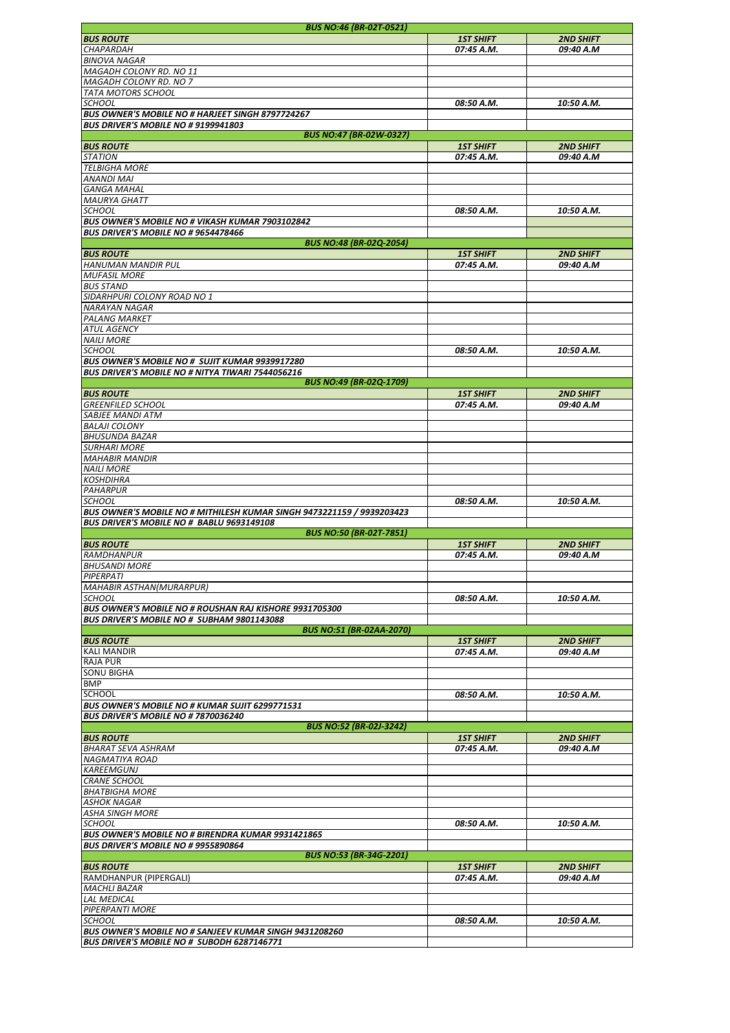| BUS NO:46 (BR-02T-0521) | | |
|---|---|---|
| **BUS ROUTE** | **1ST SHIFT** | **2ND SHIFT** |
| CHAPARDAH | 07:45 A.M. | 09:40 A.M |
| BINOVA NAGAR | | |
| MAGADH COLONY RD. NO 11 | | |
| MAGADH COLONY RD. NO 7 | | |
| TATA MOTORS SCHOOL | | |
| SCHOOL | 08:50 A.M. | 10:50 A.M. |
| **BUS OWNER'S MOBILE NO # HARJEET SINGH 8797724267** | | |
| **BUS DRIVER'S MOBILE NO # 9199941803** | | |

| BUS NO:47 (BR-02W-0327) | | |
|---|---|---|
| **BUS ROUTE** | **1ST SHIFT** | **2ND SHIFT** |
| STATION | 07:45 A.M. | 09:40 A.M |
| TELBIGHA MORE | | |
| ANANDI MAI | | |
| GANGA MAHAL | | |
| MAURYA GHATT | | |
| SCHOOL | 08:50 A.M. | 10:50 A.M. |
| **BUS OWNER'S MOBILE NO # VIKASH KUMAR 7903102842** | | |
| **BUS DRIVER'S MOBILE NO # 9654478466** | | |

| BUS NO:48 (BR-02Q-2054) | | |
|---|---|---|
| **BUS ROUTE** | **1ST SHIFT** | **2ND SHIFT** |
| HANUMAN MANDIR PUL | 07:45 A.M. | 09:40 A.M |
| MUFASIL MORE | | |
| BUS STAND | | |
| SIDARHPURI COLONY ROAD NO 1 | | |
| NARAYAN NAGAR | | |
| PALANG MARKET | | |
| ATUL AGENCY | | |
| NAILI MORE | | |
| SCHOOL | 08:50 A.M. | 10:50 A.M. |
| **BUS OWNER'S MOBILE NO # SUJIT KUMAR 9939917280** | | |
| **BUS DRIVER'S MOBILE NO # NITYA TIWARI 7544056216** | | |

| BUS NO:49 (BR-02Q-1709) | | |
|---|---|---|
| **BUS ROUTE** | **1ST SHIFT** | **2ND SHIFT** |
| GREENFILED SCHOOL | 07:45 A.M. | 09:40 A.M |
| SABJEE MANDI ATM | | |
| BALAJI COLONY | | |
| BHUSUNDA BAZAR | | |
| SURHARI MORE | | |
| MAHABIR MANDIR | | |
| NAILI MORE | | |
| KOSHDIHRA | | |
| PAHARPUR | | |
| SCHOOL | 08:50 A.M. | 10:50 A.M. |
| **BUS OWNER'S MOBILE NO # MITHILESH KUMAR SINGH 9473221159 / 9939203423** | | |
| **BUS DRIVER'S MOBILE NO # BABLU 9693149108** | | |

| BUS NO:50 (BR-02T-7851) | | |
|---|---|---|
| **BUS ROUTE** | **1ST SHIFT** | **2ND SHIFT** |
| RAMDHANPUR | 07:45 A.M. | 09:40 A.M |
| BHUSANDI MORE | | |
| PIPERPATI | | |
| MAHABIR ASTHAN(MURARPUR) | | |
| SCHOOL | 08:50 A.M. | 10:50 A.M. |
| **BUS OWNER'S MOBILE NO # ROUSHAN RAJ KISHORE 9931705300** | | |
| **BUS DRIVER'S MOBILE NO # SUBHAM 9801143088** | | |

| BUS NO:51 (BR-02AA-2070) | | |
|---|---|---|
| **BUS ROUTE** | **1ST SHIFT** | **2ND SHIFT** |
| KALI MANDIR | 07:45 A.M. | 09:40 A.M |
| RAJA PUR | | |
| SONU BIGHA | | |
| BMP | | |
| SCHOOL | 08:50 A.M. | 10:50 A.M. |
| **BUS OWNER'S MOBILE NO # KUMAR SUJIT 6299771531** | | |
| **BUS DRIVER'S MOBILE NO # 7870036240** | | |

| BUS NO:52 (BR-02J-3242) | | |
|---|---|---|
| **BUS ROUTE** | **1ST SHIFT** | **2ND SHIFT** |
| BHARAT SEVA ASHRAM | 07:45 A.M. | 09:40 A.M |
| NAGMATIYA ROAD | | |
| KAREEMGUNJ | | |
| CRANE SCHOOL | | |
| BHATBIGHA MORE | | |
| ASHOK NAGAR | | |
| ASHA SINGH MORE | | |
| SCHOOL | 08:50 A.M. | 10:50 A.M. |
| **BUS OWNER'S MOBILE NO # BIRENDRA KUMAR 9931421865** | | |
| **BUS DRIVER'S MOBILE NO # 9955890864** | | |

| BUS NO:53 (BR-34G-2201) | | |
|---|---|---|
| **BUS ROUTE** | **1ST SHIFT** | **2ND SHIFT** |
| RAMDHANPUR (PIPERGALI) | 07:45 A.M. | 09:40 A.M |
| MACHLI BAZAR | | |
| LAL MEDICAL | | |
| PIPERPANTI MORE | | |
| SCHOOL | 08:50 A.M. | 10:50 A.M. |
| **BUS OWNER'S MOBILE NO # SANJEEV KUMAR SINGH 9431208260** | | |
| **BUS DRIVER'S MOBILE NO # SUBODH 6287146771** | | |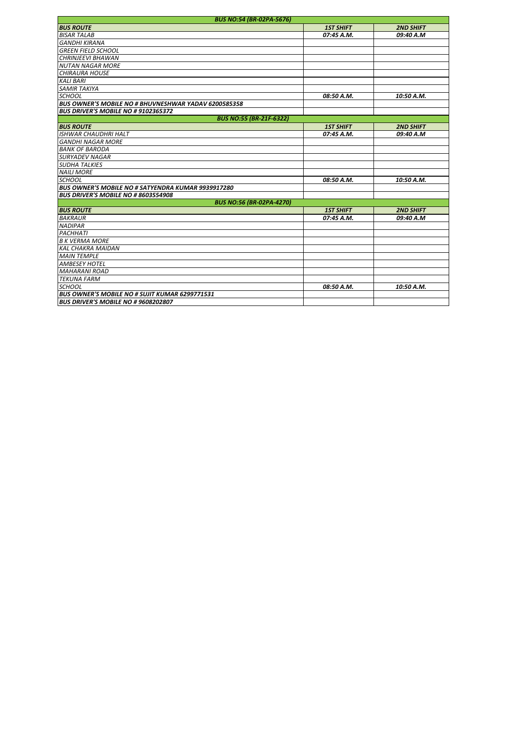| BUS NO:54 (BR-02PA-5676) | | |
|---|---|---|
| **BUS ROUTE** | **1ST SHIFT** | **2ND SHIFT** |
| BISAR TALAB | 07:45 A.M. | 09:40 A.M |
| GANDHI KIRANA | | |
| GREEN FIELD SCHOOL | | |
| CHRINJEEVI BHAWAN | | |
| NUTAN NAGAR MORE | | |
| CHIRAURA HOUSE | | |
| KALI BARI | | |
| SAMIR TAKIYA | | |
| SCHOOL | 08:50 A.M. | 10:50 A.M. |
| **BUS OWNER'S MOBILE NO # BHUVNESHWAR YADAV 6200585358** | | |
| **BUS DRIVER'S MOBILE NO # 9102365372** | | |

| BUS NO:55 (BR-21F-6322) | | |
|---|---|---|
| **BUS ROUTE** | **1ST SHIFT** | **2ND SHIFT** |
| ISHWAR CHAUDHRI HALT | 07:45 A.M. | 09:40 A.M |
| GANDHI NAGAR MORE | | |
| BANK OF BARODA | | |
| SURYADEV NAGAR | | |
| SUDHA TALKIES | | |
| NAILI MORE | | |
| SCHOOL | 08:50 A.M. | 10:50 A.M. |
| **BUS OWNER'S MOBILE NO # SATYENDRA KUMAR 9939917280** | | |
| **BUS DRIVER'S MOBILE NO # 8603554908** | | |

| BUS NO:56 (BR-02PA-4270) | | |
|---|---|---|
| **BUS ROUTE** | **1ST SHIFT** | **2ND SHIFT** |
| BAKRAUR | 07:45 A.M. | 09:40 A.M |
| NADIPAR | | |
| PACHHATI | | |
| B K VERMA MORE | | |
| KAL CHAKRA MAIDAN | | |
| MAIN TEMPLE | | |
| AMBESEY HOTEL | | |
| MAHARANI ROAD | | |
| TEKUNA FARM | | |
| SCHOOL | 08:50 A.M. | 10:50 A.M. |
| **BUS OWNER'S MOBILE NO # SUJIT KUMAR 6299771531** | | |
| **BUS DRIVER'S MOBILE NO # 9608202807** | | |